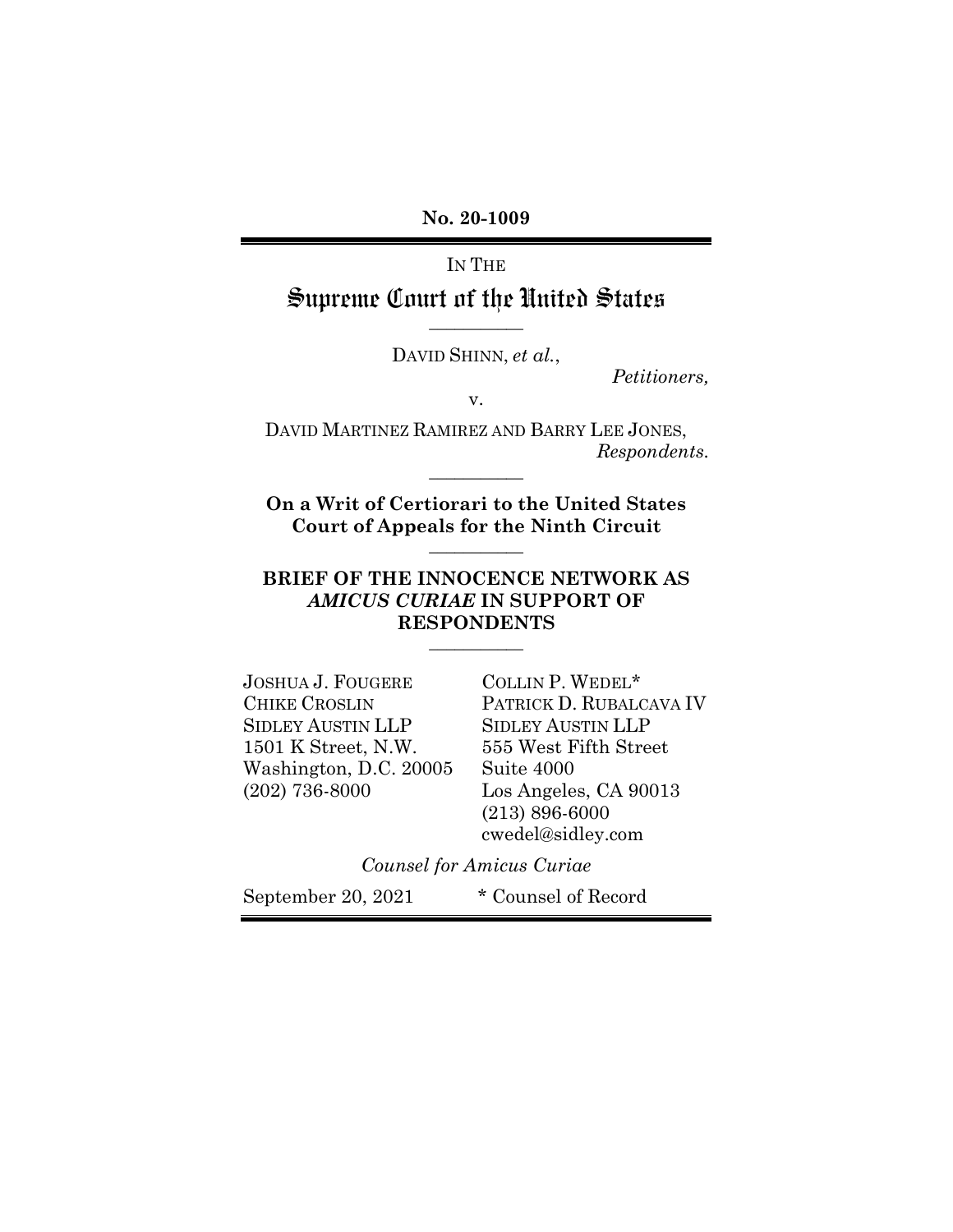**No. 20-1009**

IN THE

# Supreme Court of the United States

---

DAVID SHINN, *et al.*,

*Petitioners,*

v.

DAVID MARTINEZ RAMIREZ AND BARRY LEE JONES,

*Respondents.*

---

**On a Writ of Certiorari to the United States Court of Appeals for the Ninth Circuit**

---

**BRIEF OF THE INNOCENCE NETWORK AS *AMICUS CURIAE* IN SUPPORT OF RESPONDENTS**

---

JOSHUA J. FOUGERE
CHIKE CROSLIN
SIDLEY AUSTIN LLP
1501 K Street, N.W.
Washington, D.C. 20005
(202) 736-8000

COLLIN P. WEDEL*
PATRICK D. RUBALCAVA IV
SIDLEY AUSTIN LLP
555 West Fifth Street
Suite 4000
Los Angeles, CA 90013
(213) 896-6000
cwedel@sidley.com

*Counsel for Amicus Curiae*

September 20, 2021

\* Counsel of Record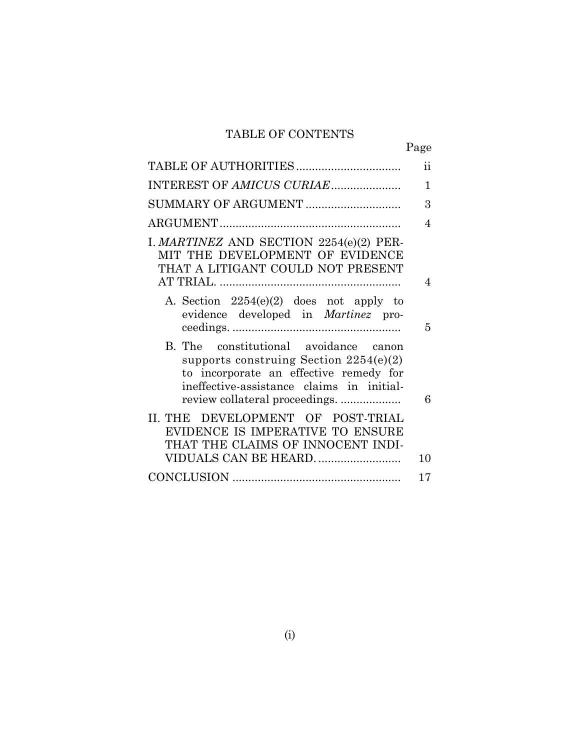# TABLE OF CONTENTS

| | Page |
|---|---|
| TABLE OF AUTHORITIES | ii |
| INTEREST OF *AMICUS CURIAE* | 1 |
| SUMMARY OF ARGUMENT | 3 |
| ARGUMENT | 4 |
| I. *MARTINEZ* AND SECTION 2254(e)(2) PERMIT THE DEVELOPMENT OF EVIDENCE THAT A LITIGANT COULD NOT PRESENT AT TRIAL. | 4 |
| A. Section 2254(e)(2) does not apply to evidence developed in *Martinez* proceedings. | 5 |
| B. The constitutional avoidance canon supports construing Section 2254(e)(2) to incorporate an effective remedy for ineffective-assistance claims in initial-review collateral proceedings. | 6 |
| II. THE DEVELOPMENT OF POST-TRIAL EVIDENCE IS IMPERATIVE TO ENSURE THAT THE CLAIMS OF INNOCENT INDIVIDUALS CAN BE HEARD. | 10 |
| CONCLUSION | 17 |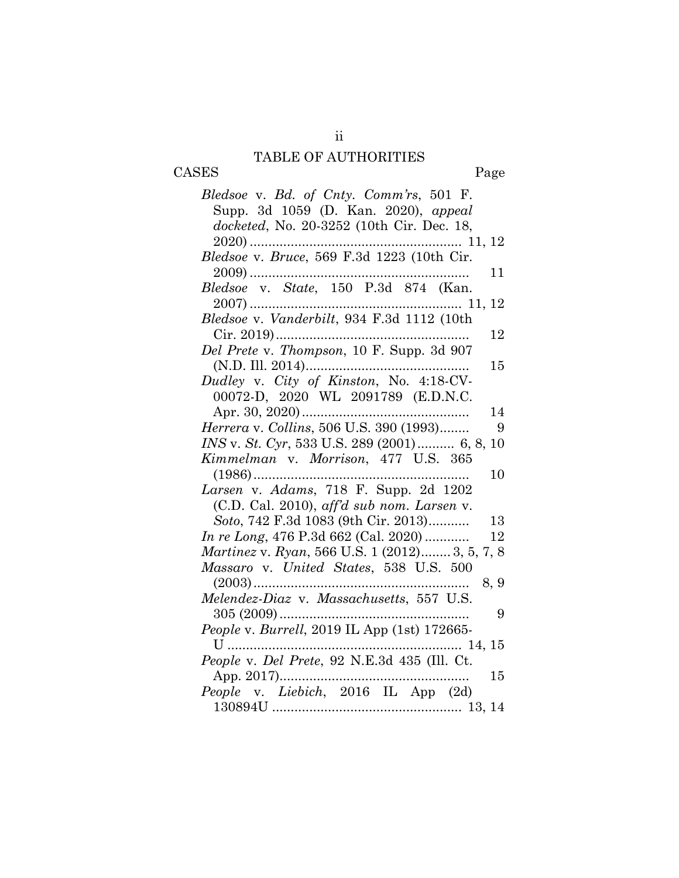# TABLE OF AUTHORITIES

CASES Page

*Bledsoe* v. *Bd. of Cnty. Comm'rs*, 501 F. Supp. 3d 1059 (D. Kan. 2020), *appeal docketed*, No. 20-3252 (10th Cir. Dec. 18, 2020) ........................................................ 11, 12

*Bledsoe* v. *Bruce*, 569 F.3d 1223 (10th Cir. 2009) .......................................................... 11

*Bledsoe* v. *State*, 150 P.3d 874 (Kan. 2007) ........................................................ 11, 12

*Bledsoe* v. *Vanderbilt*, 934 F.3d 1112 (10th Cir. 2019) .................................................... 12

*Del Prete* v. *Thompson*, 10 F. Supp. 3d 907 (N.D. Ill. 2014)............................................ 15

*Dudley* v. *City of Kinston*, No. 4:18-CV-00072-D, 2020 WL 2091789 (E.D.N.C. Apr. 30, 2020)............................................ 14

*Herrera* v. *Collins*, 506 U.S. 390 (1993)........ 9

*INS* v. *St. Cyr*, 533 U.S. 289 (2001).......... 6, 8, 10

*Kimmelman* v. *Morrison*, 477 U.S. 365 (1986)......................................................... 10

*Larsen* v. *Adams*, 718 F. Supp. 2d 1202 (C.D. Cal. 2010), *aff'd sub nom. Larsen* v. *Soto*, 742 F.3d 1083 (9th Cir. 2013)........... 13

*In re Long*, 476 P.3d 662 (Cal. 2020)............ 12

*Martinez* v. *Ryan*, 566 U.S. 1 (2012)........ 3, 5, 7, 8

*Massaro* v. *United States*, 538 U.S. 500 (2003)......................................................... 8, 9

*Melendez-Diaz* v. *Massachusetts*, 557 U.S. 305 (2009).................................................. 9

*People* v. *Burrell*, 2019 IL App (1st) 172665-U .............................................................. 14, 15

*People* v. *Del Prete*, 92 N.E.3d 435 (Ill. Ct. App. 2017).................................................. 15

*People* v. *Liebich*, 2016 IL App (2d) 130894U .................................................. 13, 14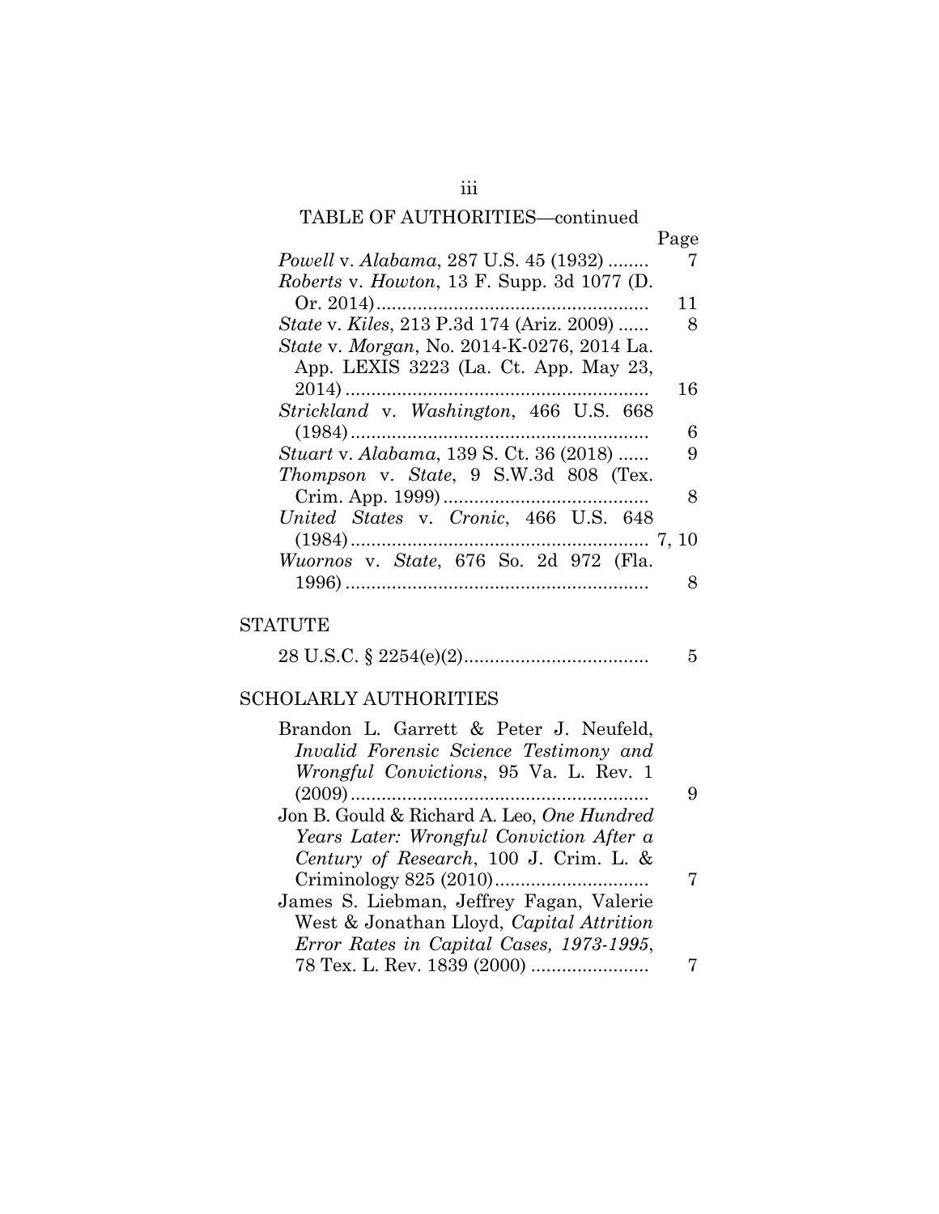## TABLE OF AUTHORITIES—continued

| | Page |
|---|---|
| *Powell* v. *Alabama*, 287 U.S. 45 (1932) | 7 |
| *Roberts* v. *Howton*, 13 F. Supp. 3d 1077 (D. Or. 2014) | 11 |
| *State* v. *Kiles*, 213 P.3d 174 (Ariz. 2009) | 8 |
| *State* v. *Morgan*, No. 2014-K-0276, 2014 La. App. LEXIS 3223 (La. Ct. App. May 23, 2014) | 16 |
| *Strickland* v. *Washington*, 466 U.S. 668 (1984) | 6 |
| *Stuart* v. *Alabama*, 139 S. Ct. 36 (2018) | 9 |
| *Thompson* v. *State*, 9 S.W.3d 808 (Tex. Crim. App. 1999) | 8 |
| *United States* v. *Cronic*, 466 U.S. 648 (1984) | 7, 10 |
| *Wuornos* v. *State*, 676 So. 2d 972 (Fla. 1996) | 8 |

### STATUTE

| | |
|---|---|
| 28 U.S.C. § 2254(e)(2) | 5 |

### SCHOLARLY AUTHORITIES

| | |
|---|---|
| Brandon L. Garrett & Peter J. Neufeld, *Invalid Forensic Science Testimony and Wrongful Convictions*, 95 Va. L. Rev. 1 (2009) | 9 |
| Jon B. Gould & Richard A. Leo, *One Hundred Years Later: Wrongful Conviction After a Century of Research*, 100 J. Crim. L. & Criminology 825 (2010) | 7 |
| James S. Liebman, Jeffrey Fagan, Valerie West & Jonathan Lloyd, *Capital Attrition Error Rates in Capital Cases, 1973-1995*, 78 Tex. L. Rev. 1839 (2000) | 7 |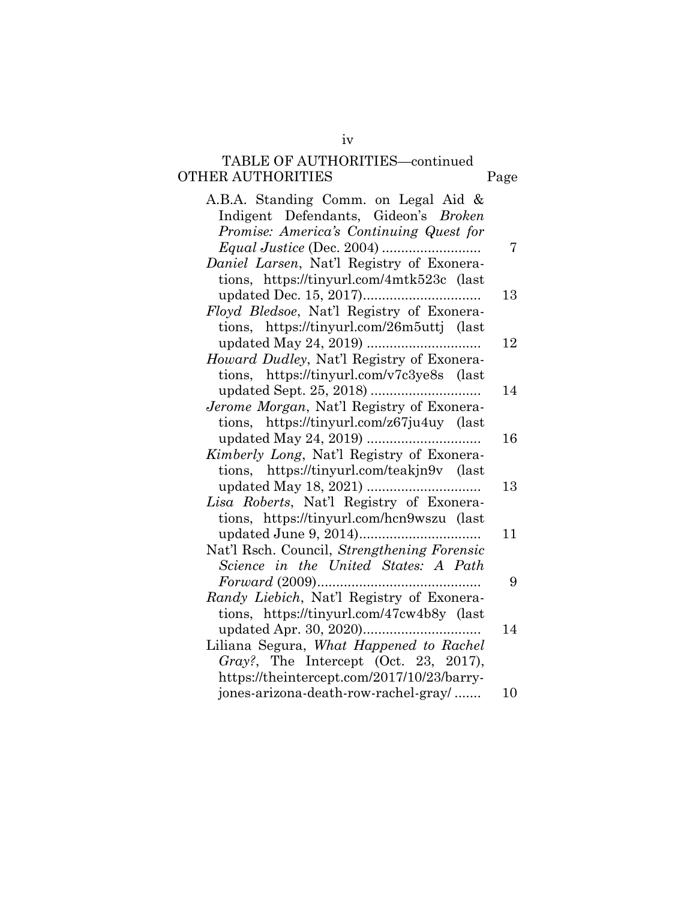TABLE OF AUTHORITIES—continued

OTHER AUTHORITIES Page

A.B.A. Standing Comm. on Legal Aid & Indigent Defendants, Gideon's *Broken Promise: America's Continuing Quest for Equal Justice* (Dec. 2004) .......................... 7

*Daniel Larsen*, Nat'l Registry of Exonerations, https://tinyurl.com/4mtk523c (last updated Dec. 15, 2017)............................... 13

*Floyd Bledsoe*, Nat'l Registry of Exonerations, https://tinyurl.com/26m5uttj (last updated May 24, 2019) .............................. 12

*Howard Dudley*, Nat'l Registry of Exonerations, https://tinyurl.com/v7c3ye8s (last updated Sept. 25, 2018) ............................. 14

*Jerome Morgan*, Nat'l Registry of Exonerations, https://tinyurl.com/z67ju4uy (last updated May 24, 2019) .............................. 16

*Kimberly Long*, Nat'l Registry of Exonerations, https://tinyurl.com/teakjn9v (last updated May 18, 2021) .............................. 13

*Lisa Roberts*, Nat'l Registry of Exonerations, https://tinyurl.com/hcn9wszu (last updated June 9, 2014)................................ 11

Nat'l Rsch. Council, *Strengthening Forensic Science in the United States: A Path Forward* (2009)........................................... 9

*Randy Liebich*, Nat'l Registry of Exonerations, https://tinyurl.com/47cw4b8y (last updated Apr. 30, 2020)............................... 14

Liliana Segura, *What Happened to Rachel Gray?*, The Intercept (Oct. 23, 2017), https://theintercept.com/2017/10/23/barry-jones-arizona-death-row-rachel-gray/ ....... 10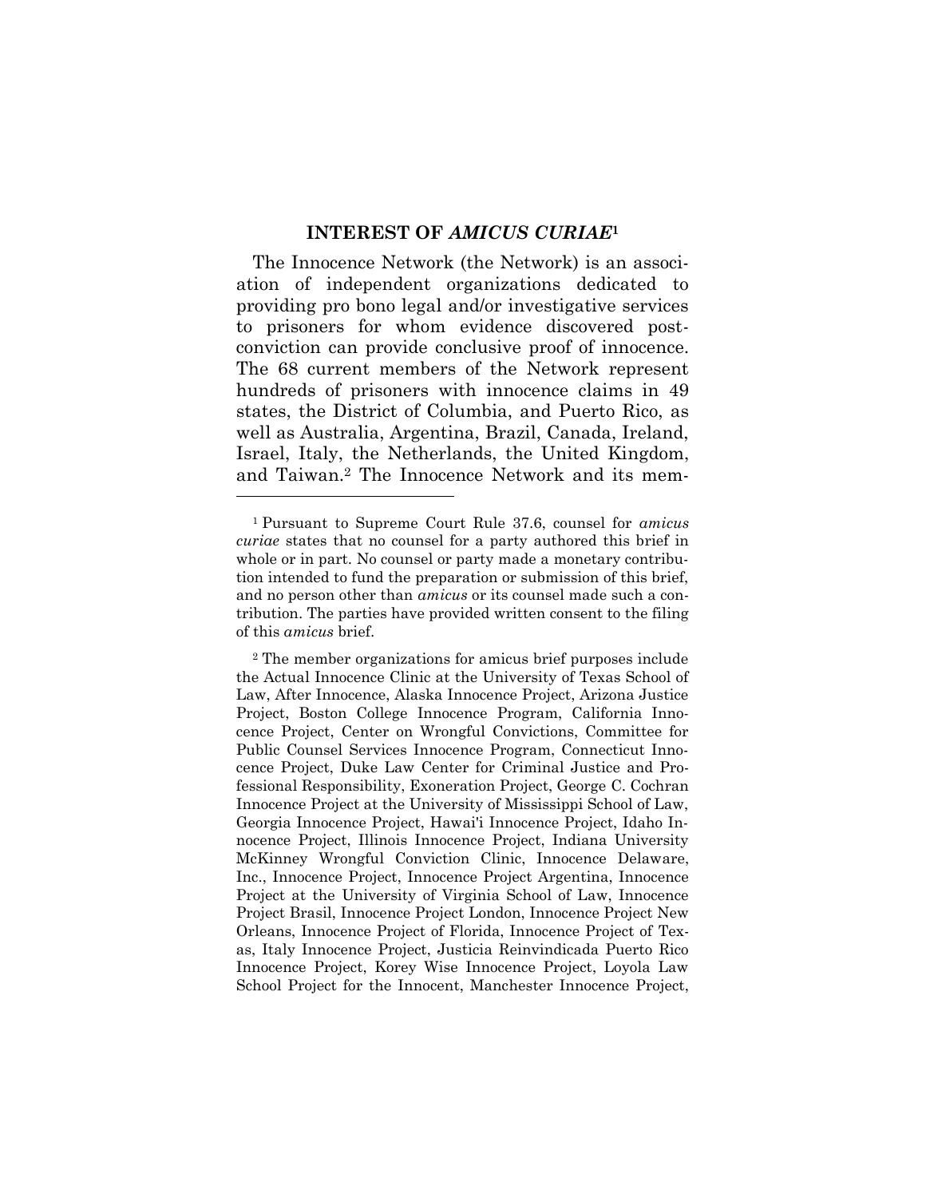## INTEREST OF *AMICUS CURIAE*[1]

The Innocence Network (the Network) is an association of independent organizations dedicated to providing pro bono legal and/or investigative services to prisoners for whom evidence discovered post-conviction can provide conclusive proof of innocence. The 68 current members of the Network represent hundreds of prisoners with innocence claims in 49 states, the District of Columbia, and Puerto Rico, as well as Australia, Argentina, Brazil, Canada, Ireland, Israel, Italy, the Netherlands, the United Kingdom, and Taiwan.[2] The Innocence Network and its mem-

---

[1] Pursuant to Supreme Court Rule 37.6, counsel for *amicus curiae* states that no counsel for a party authored this brief in whole or in part. No counsel or party made a monetary contribution intended to fund the preparation or submission of this brief, and no person other than *amicus* or its counsel made such a contribution. The parties have provided written consent to the filing of this *amicus* brief.

[2] The member organizations for amicus brief purposes include the Actual Innocence Clinic at the University of Texas School of Law, After Innocence, Alaska Innocence Project, Arizona Justice Project, Boston College Innocence Program, California Innocence Project, Center on Wrongful Convictions, Committee for Public Counsel Services Innocence Program, Connecticut Innocence Project, Duke Law Center for Criminal Justice and Professional Responsibility, Exoneration Project, George C. Cochran Innocence Project at the University of Mississippi School of Law, Georgia Innocence Project, Hawai'i Innocence Project, Idaho Innocence Project, Illinois Innocence Project, Indiana University McKinney Wrongful Conviction Clinic, Innocence Delaware, Inc., Innocence Project, Innocence Project Argentina, Innocence Project at the University of Virginia School of Law, Innocence Project Brasil, Innocence Project London, Innocence Project New Orleans, Innocence Project of Florida, Innocence Project of Texas, Italy Innocence Project, Justicia Reinvindicada Puerto Rico Innocence Project, Korey Wise Innocence Project, Loyola Law School Project for the Innocent, Manchester Innocence Project,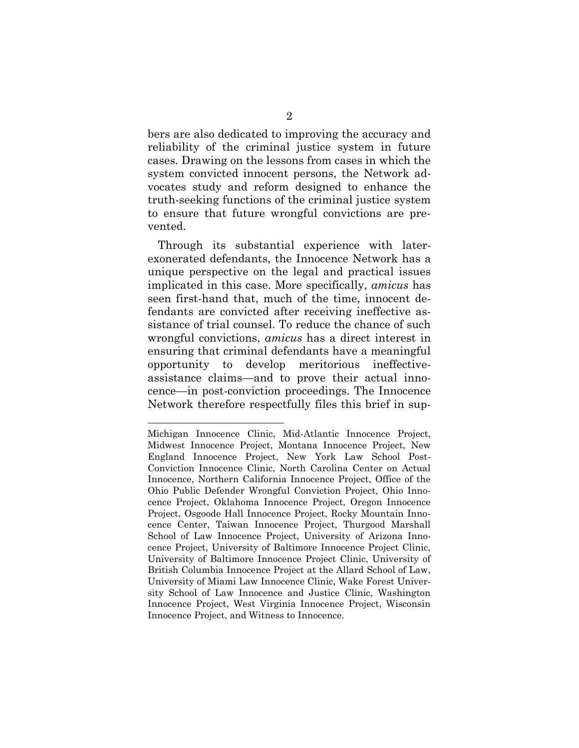bers are also dedicated to improving the accuracy and reliability of the criminal justice system in future cases. Drawing on the lessons from cases in which the system convicted innocent persons, the Network advocates study and reform designed to enhance the truth-seeking functions of the criminal justice system to ensure that future wrongful convictions are prevented.

Through its substantial experience with later-exonerated defendants, the Innocence Network has a unique perspective on the legal and practical issues implicated in this case. More specifically, *amicus* has seen first-hand that, much of the time, innocent defendants are convicted after receiving ineffective assistance of trial counsel. To reduce the chance of such wrongful convictions, *amicus* has a direct interest in ensuring that criminal defendants have a meaningful opportunity to develop meritorious ineffective-assistance claims—and to prove their actual innocence—in post-conviction proceedings. The Innocence Network therefore respectfully files this brief in sup-

---

Michigan Innocence Clinic, Mid-Atlantic Innocence Project, Midwest Innocence Project, Montana Innocence Project, New England Innocence Project, New York Law School Post-Conviction Innocence Clinic, North Carolina Center on Actual Innocence, Northern California Innocence Project, Office of the Ohio Public Defender Wrongful Conviction Project, Ohio Innocence Project, Oklahoma Innocence Project, Oregon Innocence Project, Osgoode Hall Innocence Project, Rocky Mountain Innocence Center, Taiwan Innocence Project, Thurgood Marshall School of Law Innocence Project, University of Arizona Innocence Project, University of Baltimore Innocence Project Clinic, University of Baltimore Innocence Project Clinic, University of British Columbia Innocence Project at the Allard School of Law, University of Miami Law Innocence Clinic, Wake Forest University School of Law Innocence and Justice Clinic, Washington Innocence Project, West Virginia Innocence Project, Wisconsin Innocence Project, and Witness to Innocence.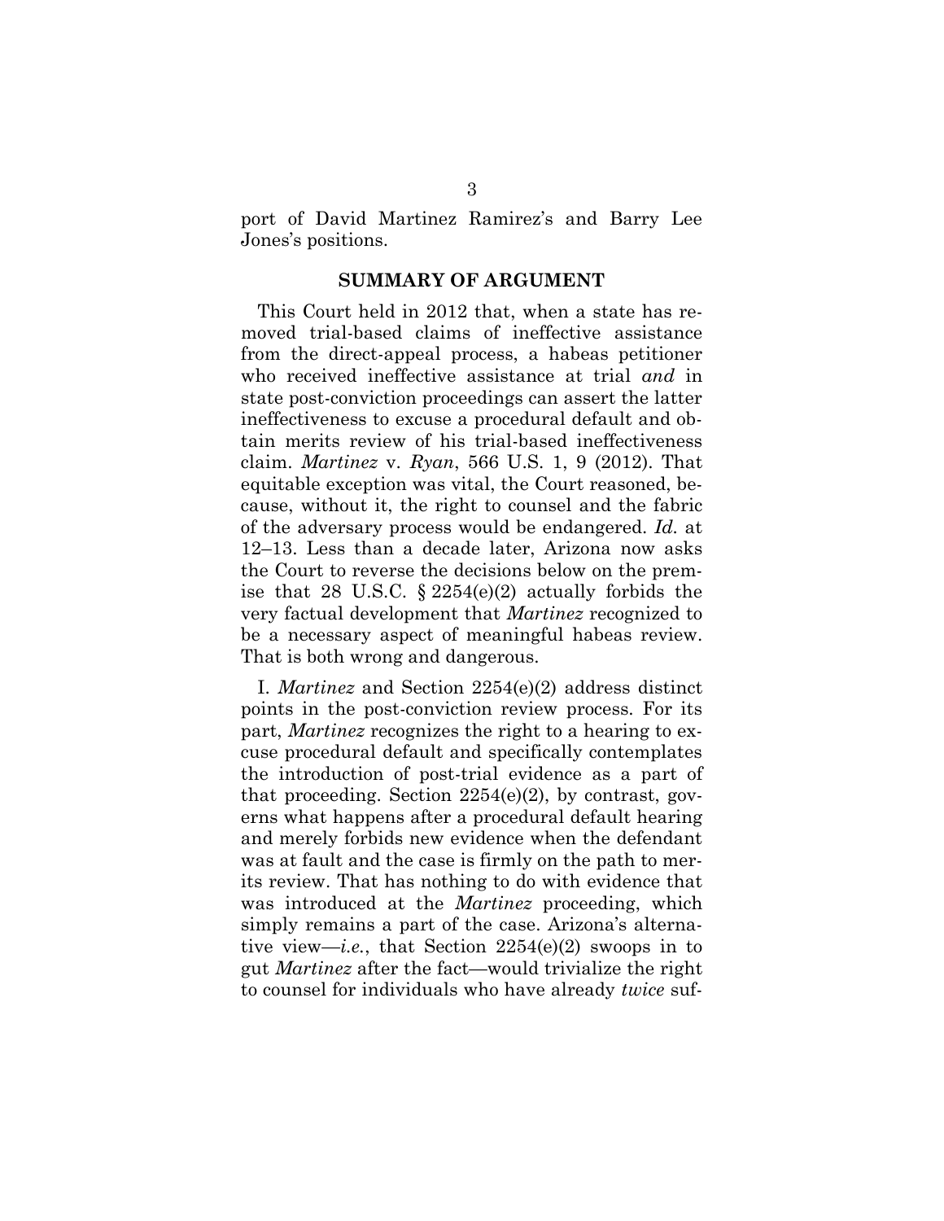port of David Martinez Ramirez's and Barry Lee Jones's positions.

## SUMMARY OF ARGUMENT

This Court held in 2012 that, when a state has removed trial-based claims of ineffective assistance from the direct-appeal process, a habeas petitioner who received ineffective assistance at trial *and* in state post-conviction proceedings can assert the latter ineffectiveness to excuse a procedural default and obtain merits review of his trial-based ineffectiveness claim. *Martinez* v. *Ryan*, 566 U.S. 1, 9 (2012). That equitable exception was vital, the Court reasoned, because, without it, the right to counsel and the fabric of the adversary process would be endangered. *Id.* at 12–13. Less than a decade later, Arizona now asks the Court to reverse the decisions below on the premise that 28 U.S.C. § 2254(e)(2) actually forbids the very factual development that *Martinez* recognized to be a necessary aspect of meaningful habeas review. That is both wrong and dangerous.

I. *Martinez* and Section 2254(e)(2) address distinct points in the post-conviction review process. For its part, *Martinez* recognizes the right to a hearing to excuse procedural default and specifically contemplates the introduction of post-trial evidence as a part of that proceeding. Section 2254(e)(2), by contrast, governs what happens after a procedural default hearing and merely forbids new evidence when the defendant was at fault and the case is firmly on the path to merits review. That has nothing to do with evidence that was introduced at the *Martinez* proceeding, which simply remains a part of the case. Arizona's alternative view—*i.e.*, that Section 2254(e)(2) swoops in to gut *Martinez* after the fact—would trivialize the right to counsel for individuals who have already *twice* suf-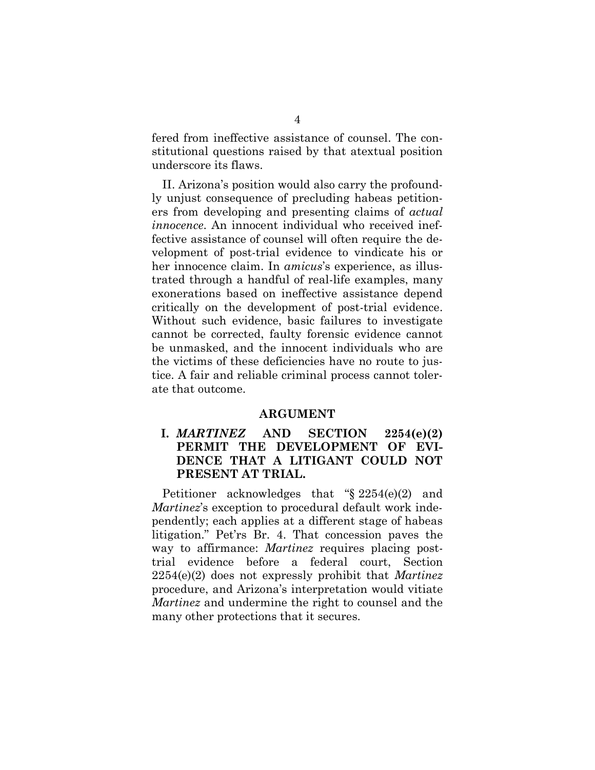fered from ineffective assistance of counsel. The constitutional questions raised by that atextual position underscore its flaws.

II. Arizona's position would also carry the profoundly unjust consequence of precluding habeas petitioners from developing and presenting claims of *actual innocence*. An innocent individual who received ineffective assistance of counsel will often require the development of post-trial evidence to vindicate his or her innocence claim. In *amicus*'s experience, as illustrated through a handful of real-life examples, many exonerations based on ineffective assistance depend critically on the development of post-trial evidence. Without such evidence, basic failures to investigate cannot be corrected, faulty forensic evidence cannot be unmasked, and the innocent individuals who are the victims of these deficiencies have no route to justice. A fair and reliable criminal process cannot tolerate that outcome.

## ARGUMENT

### I. *MARTINEZ* AND SECTION 2254(e)(2) PERMIT THE DEVELOPMENT OF EVIDENCE THAT A LITIGANT COULD NOT PRESENT AT TRIAL.

Petitioner acknowledges that "§ 2254(e)(2) and *Martinez*'s exception to procedural default work independently; each applies at a different stage of habeas litigation." Pet'rs Br. 4. That concession paves the way to affirmance: *Martinez* requires placing post-trial evidence before a federal court, Section 2254(e)(2) does not expressly prohibit that *Martinez* procedure, and Arizona's interpretation would vitiate *Martinez* and undermine the right to counsel and the many other protections that it secures.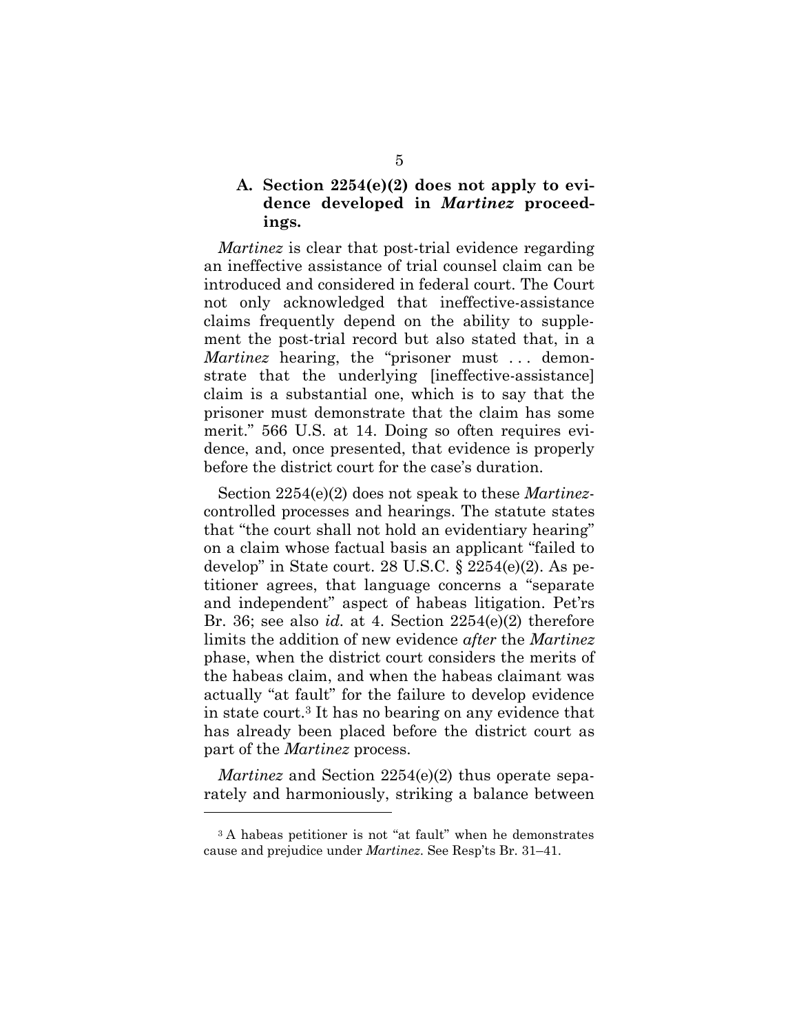### A. Section 2254(e)(2) does not apply to evidence developed in *Martinez* proceedings.

*Martinez* is clear that post-trial evidence regarding an ineffective assistance of trial counsel claim can be introduced and considered in federal court. The Court not only acknowledged that ineffective-assistance claims frequently depend on the ability to supplement the post-trial record but also stated that, in a *Martinez* hearing, the "prisoner must . . . demonstrate that the underlying [ineffective-assistance] claim is a substantial one, which is to say that the prisoner must demonstrate that the claim has some merit." 566 U.S. at 14. Doing so often requires evidence, and, once presented, that evidence is properly before the district court for the case's duration.

Section 2254(e)(2) does not speak to these *Martinez*-controlled processes and hearings. The statute states that "the court shall not hold an evidentiary hearing" on a claim whose factual basis an applicant "failed to develop" in State court. 28 U.S.C. § 2254(e)(2). As petitioner agrees, that language concerns a "separate and independent" aspect of habeas litigation. Pet'rs Br. 36; see also *id.* at 4. Section 2254(e)(2) therefore limits the addition of new evidence *after* the *Martinez* phase, when the district court considers the merits of the habeas claim, and when the habeas claimant was actually "at fault" for the failure to develop evidence in state court.[3] It has no bearing on any evidence that has already been placed before the district court as part of the *Martinez* process.

*Martinez* and Section 2254(e)(2) thus operate separately and harmoniously, striking a balance between

[3] A habeas petitioner is not "at fault" when he demonstrates cause and prejudice under *Martinez*. See Resp'ts Br. 31–41.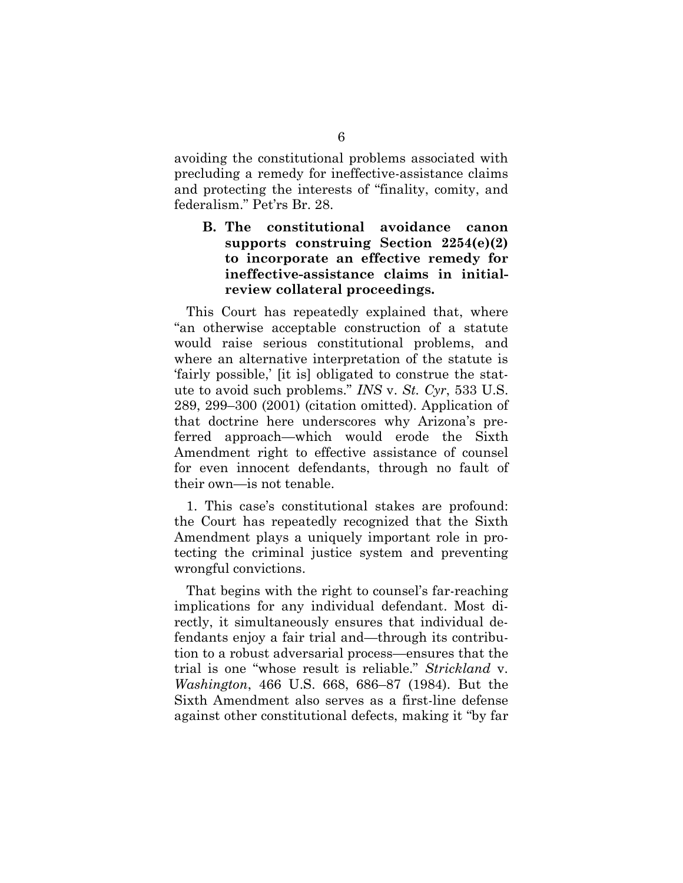avoiding the constitutional problems associated with precluding a remedy for ineffective-assistance claims and protecting the interests of "finality, comity, and federalism." Pet'rs Br. 28.

### B. The constitutional avoidance canon supports construing Section 2254(e)(2) to incorporate an effective remedy for ineffective-assistance claims in initial-review collateral proceedings.

This Court has repeatedly explained that, where "an otherwise acceptable construction of a statute would raise serious constitutional problems, and where an alternative interpretation of the statute is 'fairly possible,' [it is] obligated to construe the statute to avoid such problems." *INS* v. *St. Cyr*, 533 U.S. 289, 299–300 (2001) (citation omitted). Application of that doctrine here underscores why Arizona's preferred approach—which would erode the Sixth Amendment right to effective assistance of counsel for even innocent defendants, through no fault of their own—is not tenable.

1. This case's constitutional stakes are profound: the Court has repeatedly recognized that the Sixth Amendment plays a uniquely important role in protecting the criminal justice system and preventing wrongful convictions.

That begins with the right to counsel's far-reaching implications for any individual defendant. Most directly, it simultaneously ensures that individual defendants enjoy a fair trial and—through its contribution to a robust adversarial process—ensures that the trial is one "whose result is reliable." *Strickland* v. *Washington*, 466 U.S. 668, 686–87 (1984). But the Sixth Amendment also serves as a first-line defense against other constitutional defects, making it "by far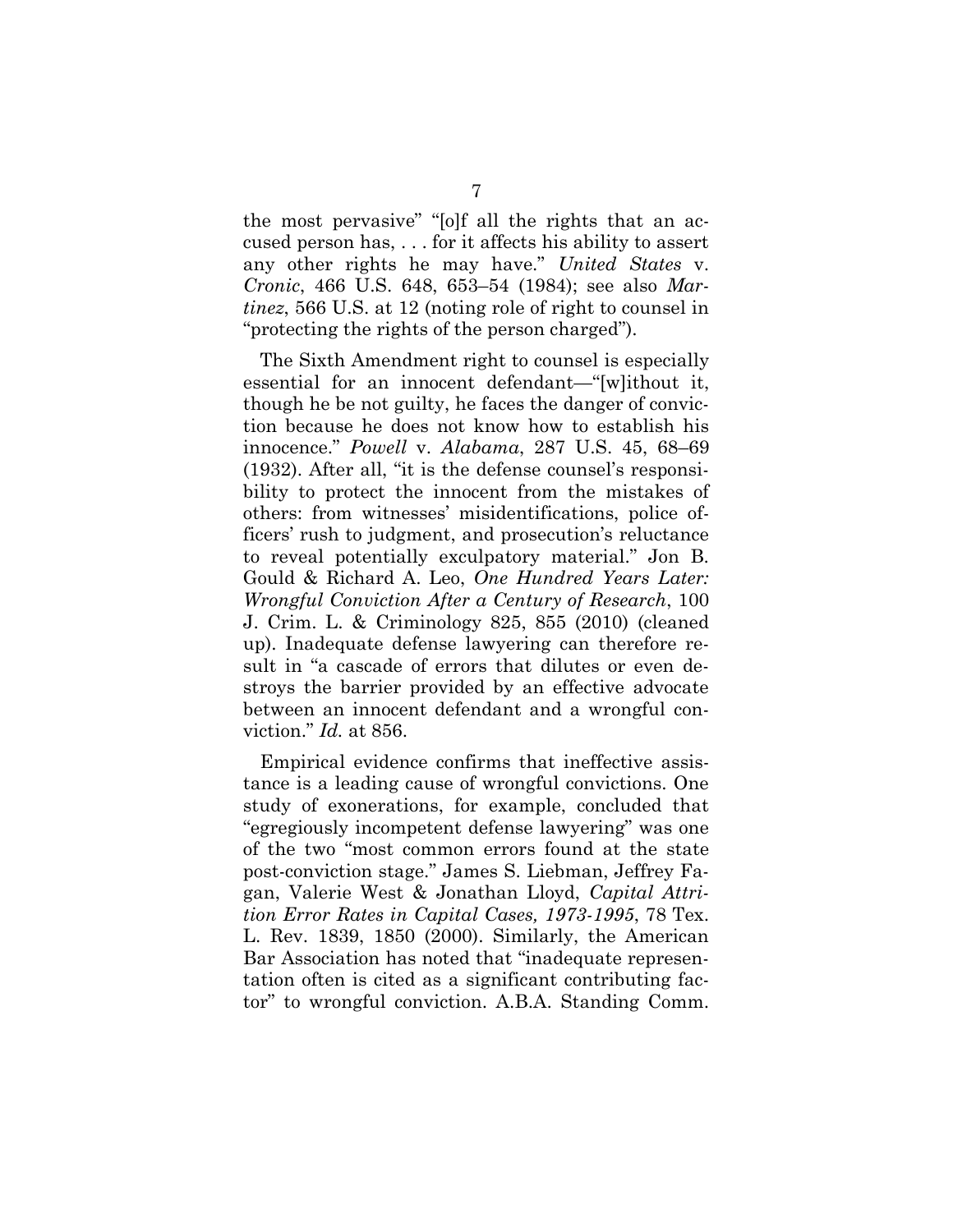the most pervasive" "[o]f all the rights that an accused person has, . . . for it affects his ability to assert any other rights he may have." *United States* v. *Cronic*, 466 U.S. 648, 653–54 (1984); see also *Martinez*, 566 U.S. at 12 (noting role of right to counsel in "protecting the rights of the person charged").

The Sixth Amendment right to counsel is especially essential for an innocent defendant—"[w]ithout it, though he be not guilty, he faces the danger of conviction because he does not know how to establish his innocence." *Powell* v. *Alabama*, 287 U.S. 45, 68–69 (1932). After all, "it is the defense counsel's responsibility to protect the innocent from the mistakes of others: from witnesses' misidentifications, police officers' rush to judgment, and prosecution's reluctance to reveal potentially exculpatory material." Jon B. Gould & Richard A. Leo, *One Hundred Years Later: Wrongful Conviction After a Century of Research*, 100 J. Crim. L. & Criminology 825, 855 (2010) (cleaned up). Inadequate defense lawyering can therefore result in "a cascade of errors that dilutes or even destroys the barrier provided by an effective advocate between an innocent defendant and a wrongful conviction." *Id.* at 856.

Empirical evidence confirms that ineffective assistance is a leading cause of wrongful convictions. One study of exonerations, for example, concluded that "egregiously incompetent defense lawyering" was one of the two "most common errors found at the state post-conviction stage." James S. Liebman, Jeffrey Fagan, Valerie West & Jonathan Lloyd, *Capital Attrition Error Rates in Capital Cases, 1973-1995*, 78 Tex. L. Rev. 1839, 1850 (2000). Similarly, the American Bar Association has noted that "inadequate representation often is cited as a significant contributing factor" to wrongful conviction. A.B.A. Standing Comm.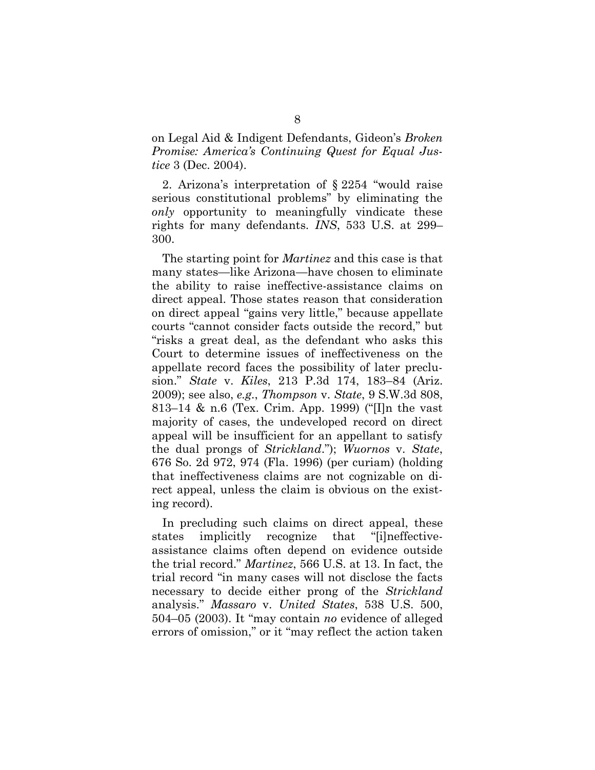on Legal Aid & Indigent Defendants, Gideon's *Broken Promise: America's Continuing Quest for Equal Justice* 3 (Dec. 2004).

2. Arizona's interpretation of § 2254 "would raise serious constitutional problems" by eliminating the *only* opportunity to meaningfully vindicate these rights for many defendants. *INS*, 533 U.S. at 299–300.

The starting point for *Martinez* and this case is that many states—like Arizona—have chosen to eliminate the ability to raise ineffective-assistance claims on direct appeal. Those states reason that consideration on direct appeal "gains very little," because appellate courts "cannot consider facts outside the record," but "risks a great deal, as the defendant who asks this Court to determine issues of ineffectiveness on the appellate record faces the possibility of later preclusion." *State* v. *Kiles*, 213 P.3d 174, 183–84 (Ariz. 2009); see also, *e.g.*, *Thompson* v. *State*, 9 S.W.3d 808, 813–14 & n.6 (Tex. Crim. App. 1999) ("[I]n the vast majority of cases, the undeveloped record on direct appeal will be insufficient for an appellant to satisfy the dual prongs of *Strickland*."); *Wuornos* v. *State*, 676 So. 2d 972, 974 (Fla. 1996) (per curiam) (holding that ineffectiveness claims are not cognizable on direct appeal, unless the claim is obvious on the existing record).

In precluding such claims on direct appeal, these states implicitly recognize that "[i]neffective-assistance claims often depend on evidence outside the trial record." *Martinez*, 566 U.S. at 13. In fact, the trial record "in many cases will not disclose the facts necessary to decide either prong of the *Strickland* analysis." *Massaro* v. *United States*, 538 U.S. 500, 504–05 (2003). It "may contain *no* evidence of alleged errors of omission," or it "may reflect the action taken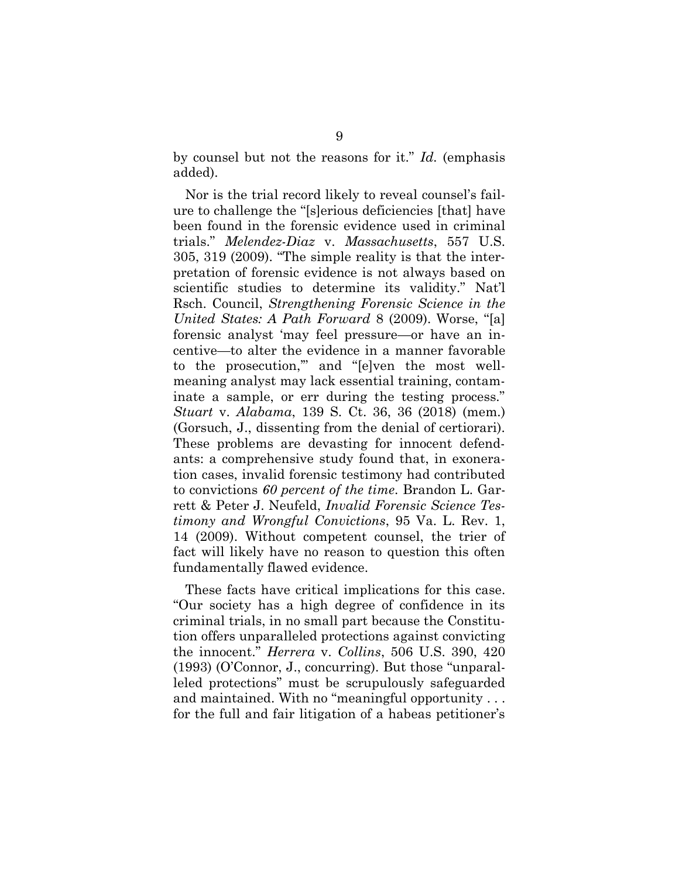by counsel but not the reasons for it." *Id.* (emphasis added).

Nor is the trial record likely to reveal counsel's failure to challenge the "[s]erious deficiencies [that] have been found in the forensic evidence used in criminal trials." *Melendez-Diaz* v. *Massachusetts*, 557 U.S. 305, 319 (2009). "The simple reality is that the interpretation of forensic evidence is not always based on scientific studies to determine its validity." Nat'l Rsch. Council, *Strengthening Forensic Science in the United States: A Path Forward* 8 (2009). Worse, "[a] forensic analyst 'may feel pressure—or have an incentive—to alter the evidence in a manner favorable to the prosecution,'" and "[e]ven the most well-meaning analyst may lack essential training, contaminate a sample, or err during the testing process." *Stuart* v. *Alabama*, 139 S. Ct. 36, 36 (2018) (mem.) (Gorsuch, J., dissenting from the denial of certiorari). These problems are devasting for innocent defendants: a comprehensive study found that, in exoneration cases, invalid forensic testimony had contributed to convictions *60 percent of the time*. Brandon L. Garrett & Peter J. Neufeld, *Invalid Forensic Science Testimony and Wrongful Convictions*, 95 Va. L. Rev. 1, 14 (2009). Without competent counsel, the trier of fact will likely have no reason to question this often fundamentally flawed evidence.

These facts have critical implications for this case. "Our society has a high degree of confidence in its criminal trials, in no small part because the Constitution offers unparalleled protections against convicting the innocent." *Herrera* v. *Collins*, 506 U.S. 390, 420 (1993) (O'Connor, J., concurring). But those "unparalleled protections" must be scrupulously safeguarded and maintained. With no "meaningful opportunity . . . for the full and fair litigation of a habeas petitioner's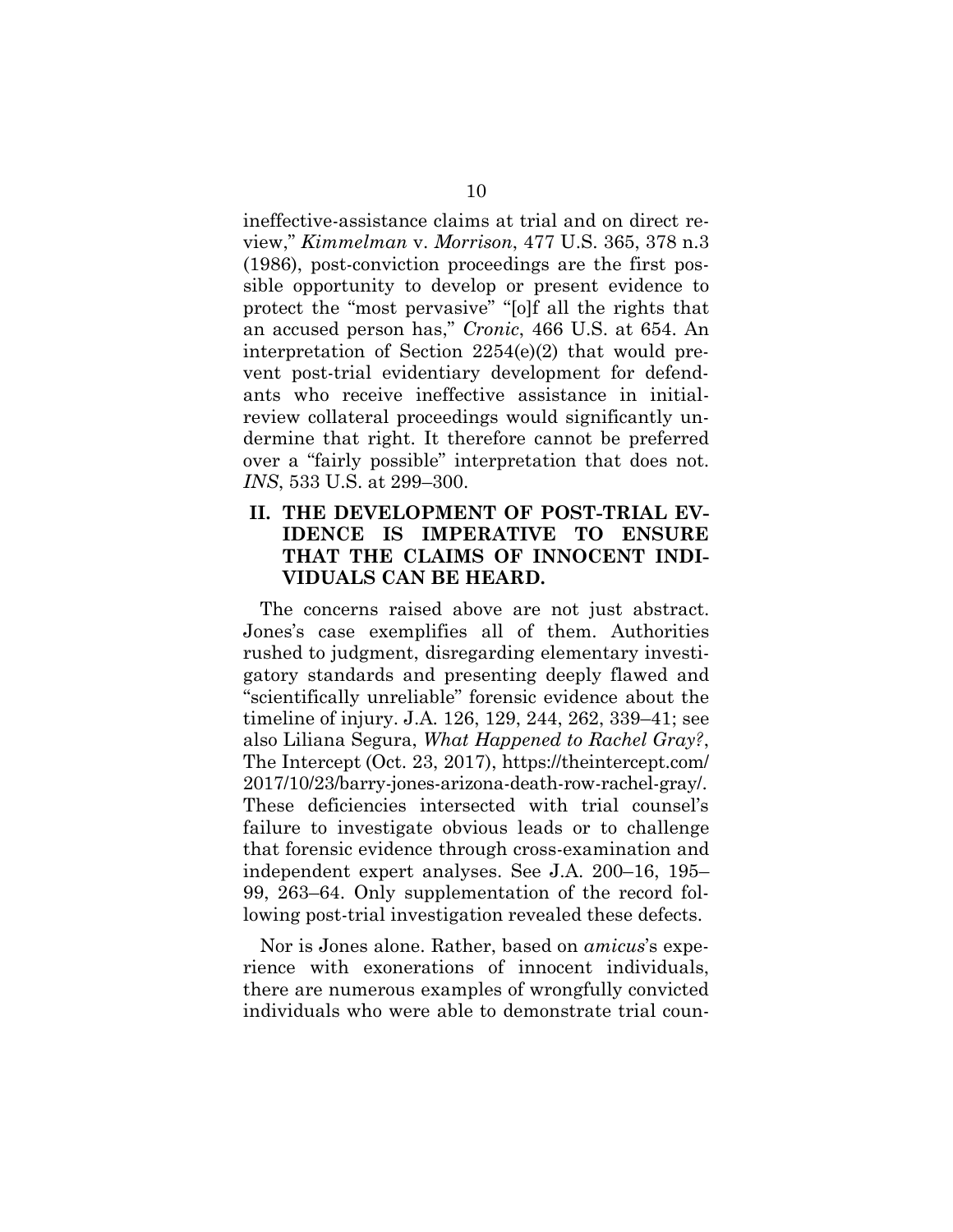ineffective-assistance claims at trial and on direct review," *Kimmelman* v. *Morrison*, 477 U.S. 365, 378 n.3 (1986), post-conviction proceedings are the first possible opportunity to develop or present evidence to protect the "most pervasive" "[o]f all the rights that an accused person has," *Cronic*, 466 U.S. at 654. An interpretation of Section 2254(e)(2) that would prevent post-trial evidentiary development for defendants who receive ineffective assistance in initial-review collateral proceedings would significantly undermine that right. It therefore cannot be preferred over a "fairly possible" interpretation that does not. *INS*, 533 U.S. at 299–300.

## II. THE DEVELOPMENT OF POST-TRIAL EVIDENCE IS IMPERATIVE TO ENSURE THAT THE CLAIMS OF INNOCENT INDIVIDUALS CAN BE HEARD.

The concerns raised above are not just abstract. Jones's case exemplifies all of them. Authorities rushed to judgment, disregarding elementary investigatory standards and presenting deeply flawed and "scientifically unreliable" forensic evidence about the timeline of injury. J.A. 126, 129, 244, 262, 339–41; see also Liliana Segura, *What Happened to Rachel Gray?*, The Intercept (Oct. 23, 2017), https://theintercept.com/2017/10/23/barry-jones-arizona-death-row-rachel-gray/. These deficiencies intersected with trial counsel's failure to investigate obvious leads or to challenge that forensic evidence through cross-examination and independent expert analyses. See J.A. 200–16, 195–99, 263–64. Only supplementation of the record following post-trial investigation revealed these defects.

Nor is Jones alone. Rather, based on *amicus*'s experience with exonerations of innocent individuals, there are numerous examples of wrongfully convicted individuals who were able to demonstrate trial coun-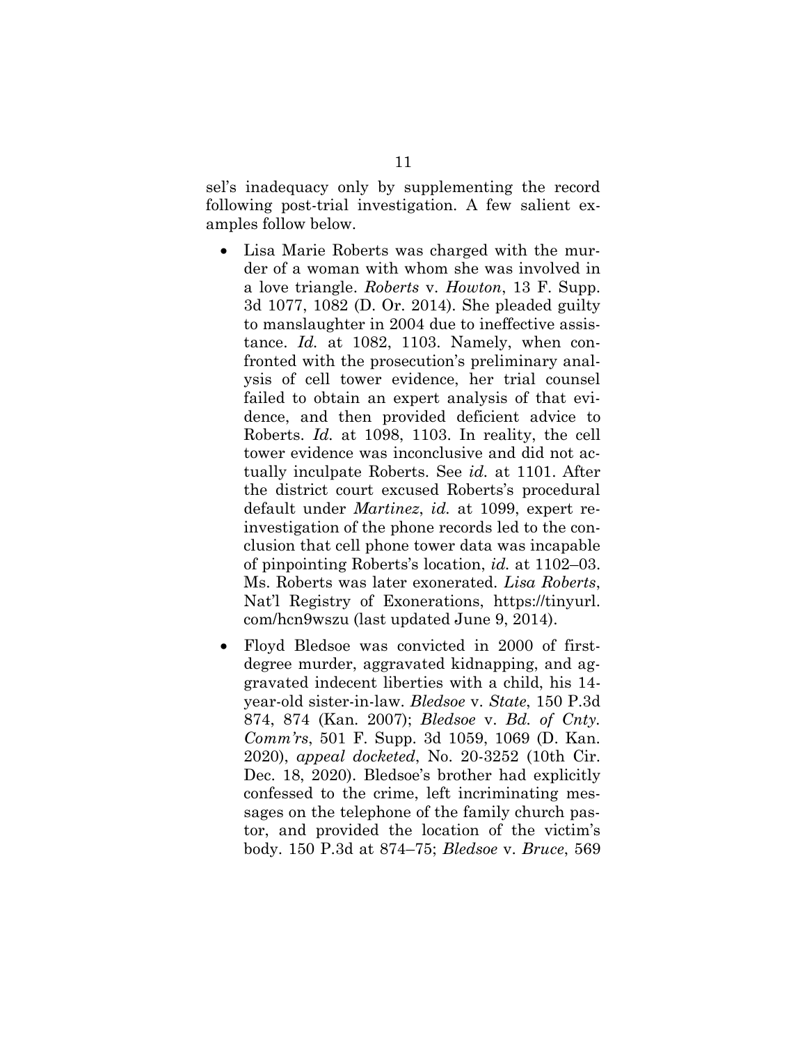sel's inadequacy only by supplementing the record following post-trial investigation. A few salient examples follow below.

- Lisa Marie Roberts was charged with the murder of a woman with whom she was involved in a love triangle. *Roberts* v. *Howton*, 13 F. Supp. 3d 1077, 1082 (D. Or. 2014). She pleaded guilty to manslaughter in 2004 due to ineffective assistance. *Id.* at 1082, 1103. Namely, when confronted with the prosecution's preliminary analysis of cell tower evidence, her trial counsel failed to obtain an expert analysis of that evidence, and then provided deficient advice to Roberts. *Id.* at 1098, 1103. In reality, the cell tower evidence was inconclusive and did not actually inculpate Roberts. See *id.* at 1101. After the district court excused Roberts's procedural default under *Martinez*, *id.* at 1099, expert reinvestigation of the phone records led to the conclusion that cell phone tower data was incapable of pinpointing Roberts's location, *id.* at 1102–03. Ms. Roberts was later exonerated. *Lisa Roberts*, Nat'l Registry of Exonerations, https://tinyurl.com/hcn9wszu (last updated June 9, 2014).

- Floyd Bledsoe was convicted in 2000 of first-degree murder, aggravated kidnapping, and aggravated indecent liberties with a child, his 14-year-old sister-in-law. *Bledsoe* v. *State*, 150 P.3d 874, 874 (Kan. 2007); *Bledsoe* v. *Bd. of Cnty. Comm'rs*, 501 F. Supp. 3d 1059, 1069 (D. Kan. 2020), *appeal docketed*, No. 20-3252 (10th Cir. Dec. 18, 2020). Bledsoe's brother had explicitly confessed to the crime, left incriminating messages on the telephone of the family church pastor, and provided the location of the victim's body. 150 P.3d at 874–75; *Bledsoe* v. *Bruce*, 569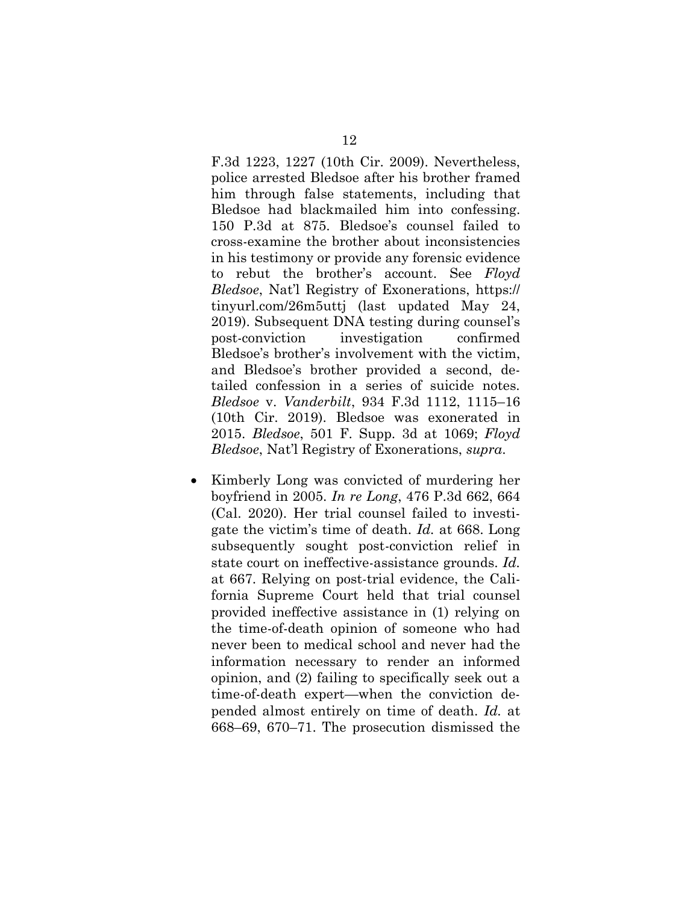F.3d 1223, 1227 (10th Cir. 2009). Nevertheless, police arrested Bledsoe after his brother framed him through false statements, including that Bledsoe had blackmailed him into confessing. 150 P.3d at 875. Bledsoe's counsel failed to cross-examine the brother about inconsistencies in his testimony or provide any forensic evidence to rebut the brother's account. See *Floyd Bledsoe*, Nat'l Registry of Exonerations, https://tinyurl.com/26m5uttj (last updated May 24, 2019). Subsequent DNA testing during counsel's post-conviction investigation confirmed Bledsoe's brother's involvement with the victim, and Bledsoe's brother provided a second, detailed confession in a series of suicide notes. *Bledsoe* v. *Vanderbilt*, 934 F.3d 1112, 1115–16 (10th Cir. 2019). Bledsoe was exonerated in 2015. *Bledsoe*, 501 F. Supp. 3d at 1069; *Floyd Bledsoe*, Nat'l Registry of Exonerations, *supra*.

- Kimberly Long was convicted of murdering her boyfriend in 2005. *In re Long*, 476 P.3d 662, 664 (Cal. 2020). Her trial counsel failed to investigate the victim's time of death. *Id.* at 668. Long subsequently sought post-conviction relief in state court on ineffective-assistance grounds. *Id.* at 667. Relying on post-trial evidence, the California Supreme Court held that trial counsel provided ineffective assistance in (1) relying on the time-of-death opinion of someone who had never been to medical school and never had the information necessary to render an informed opinion, and (2) failing to specifically seek out a time-of-death expert—when the conviction depended almost entirely on time of death. *Id.* at 668–69, 670–71. The prosecution dismissed the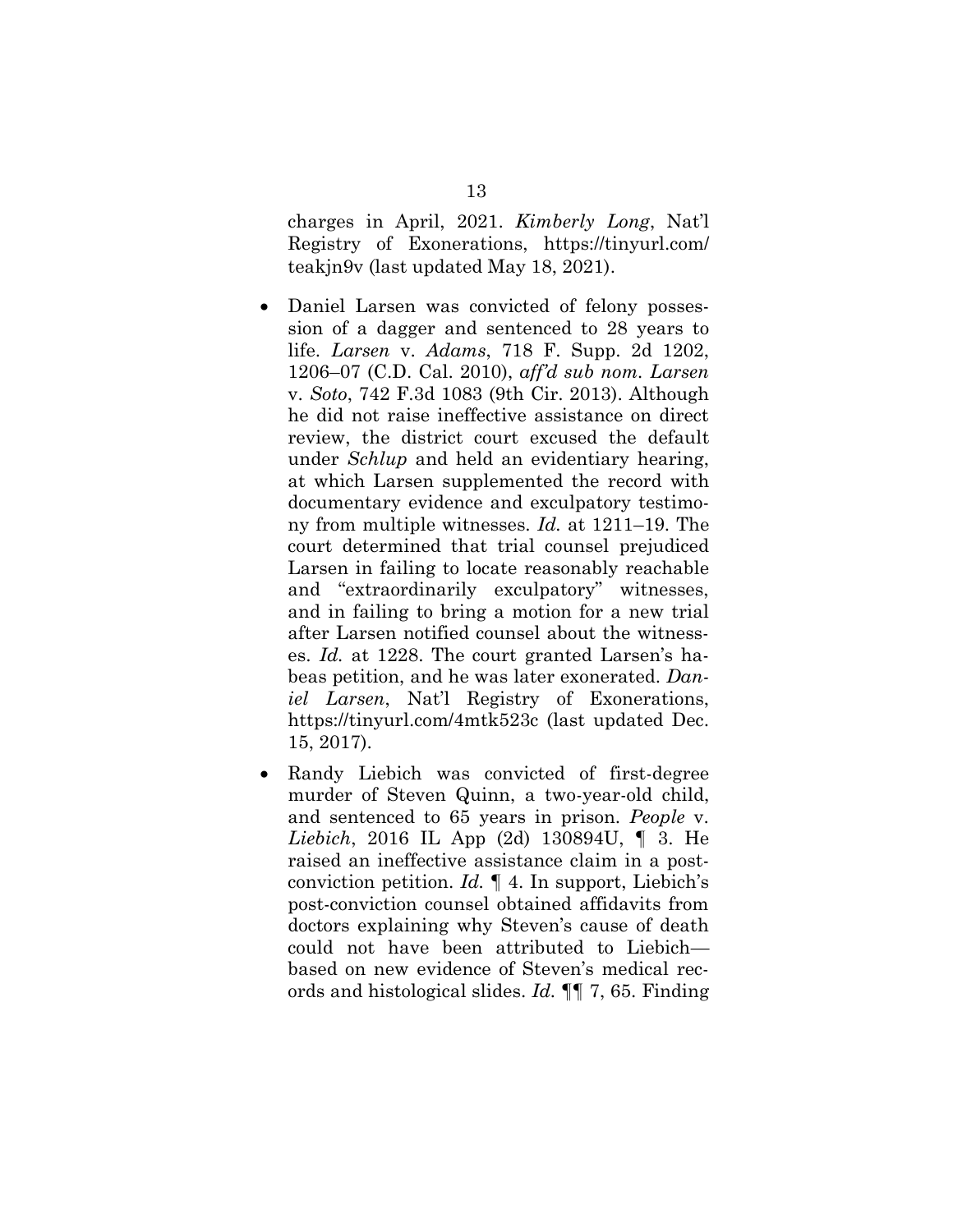charges in April, 2021. *Kimberly Long*, Nat'l Registry of Exonerations, https://tinyurl.com/teakjn9v (last updated May 18, 2021).

- Daniel Larsen was convicted of felony possession of a dagger and sentenced to 28 years to life. *Larsen* v. *Adams*, 718 F. Supp. 2d 1202, 1206–07 (C.D. Cal. 2010), *aff'd sub nom. Larsen* v. *Soto*, 742 F.3d 1083 (9th Cir. 2013). Although he did not raise ineffective assistance on direct review, the district court excused the default under *Schlup* and held an evidentiary hearing, at which Larsen supplemented the record with documentary evidence and exculpatory testimony from multiple witnesses. *Id.* at 1211–19. The court determined that trial counsel prejudiced Larsen in failing to locate reasonably reachable and "extraordinarily exculpatory" witnesses, and in failing to bring a motion for a new trial after Larsen notified counsel about the witnesses. *Id.* at 1228. The court granted Larsen's habeas petition, and he was later exonerated. *Daniel Larsen*, Nat'l Registry of Exonerations, https://tinyurl.com/4mtk523c (last updated Dec. 15, 2017).

- Randy Liebich was convicted of first-degree murder of Steven Quinn, a two-year-old child, and sentenced to 65 years in prison. *People* v. *Liebich*, 2016 IL App (2d) 130894U, ¶ 3. He raised an ineffective assistance claim in a post-conviction petition. *Id.* ¶ 4. In support, Liebich's post-conviction counsel obtained affidavits from doctors explaining why Steven's cause of death could not have been attributed to Liebich—based on new evidence of Steven's medical records and histological slides. *Id.* ¶¶ 7, 65. Finding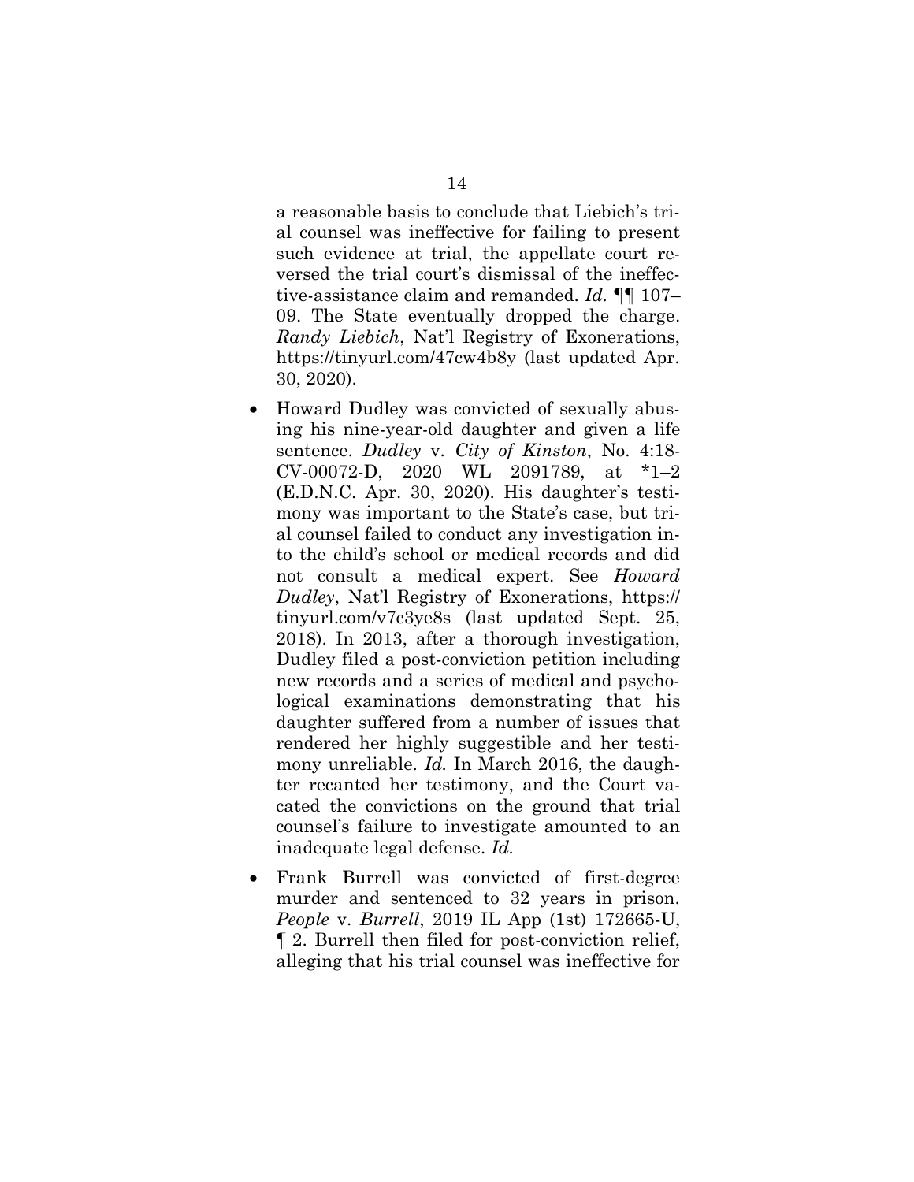a reasonable basis to conclude that Liebich's trial counsel was ineffective for failing to present such evidence at trial, the appellate court reversed the trial court's dismissal of the ineffective-assistance claim and remanded. *Id.* ¶¶ 107–09. The State eventually dropped the charge. *Randy Liebich*, Nat'l Registry of Exonerations, https://tinyurl.com/47cw4b8y (last updated Apr. 30, 2020).

- Howard Dudley was convicted of sexually abusing his nine-year-old daughter and given a life sentence. *Dudley* v. *City of Kinston*, No. 4:18-CV-00072-D, 2020 WL 2091789, at *1–2 (E.D.N.C. Apr. 30, 2020). His daughter's testimony was important to the State's case, but trial counsel failed to conduct any investigation into the child's school or medical records and did not consult a medical expert. See *Howard Dudley*, Nat'l Registry of Exonerations, https://tinyurl.com/v7c3ye8s (last updated Sept. 25, 2018). In 2013, after a thorough investigation, Dudley filed a post-conviction petition including new records and a series of medical and psychological examinations demonstrating that his daughter suffered from a number of issues that rendered her highly suggestible and her testimony unreliable. *Id.* In March 2016, the daughter recanted her testimony, and the Court vacated the convictions on the ground that trial counsel's failure to investigate amounted to an inadequate legal defense. *Id.*

- Frank Burrell was convicted of first-degree murder and sentenced to 32 years in prison. *People* v. *Burrell*, 2019 IL App (1st) 172665-U, ¶ 2. Burrell then filed for post-conviction relief, alleging that his trial counsel was ineffective for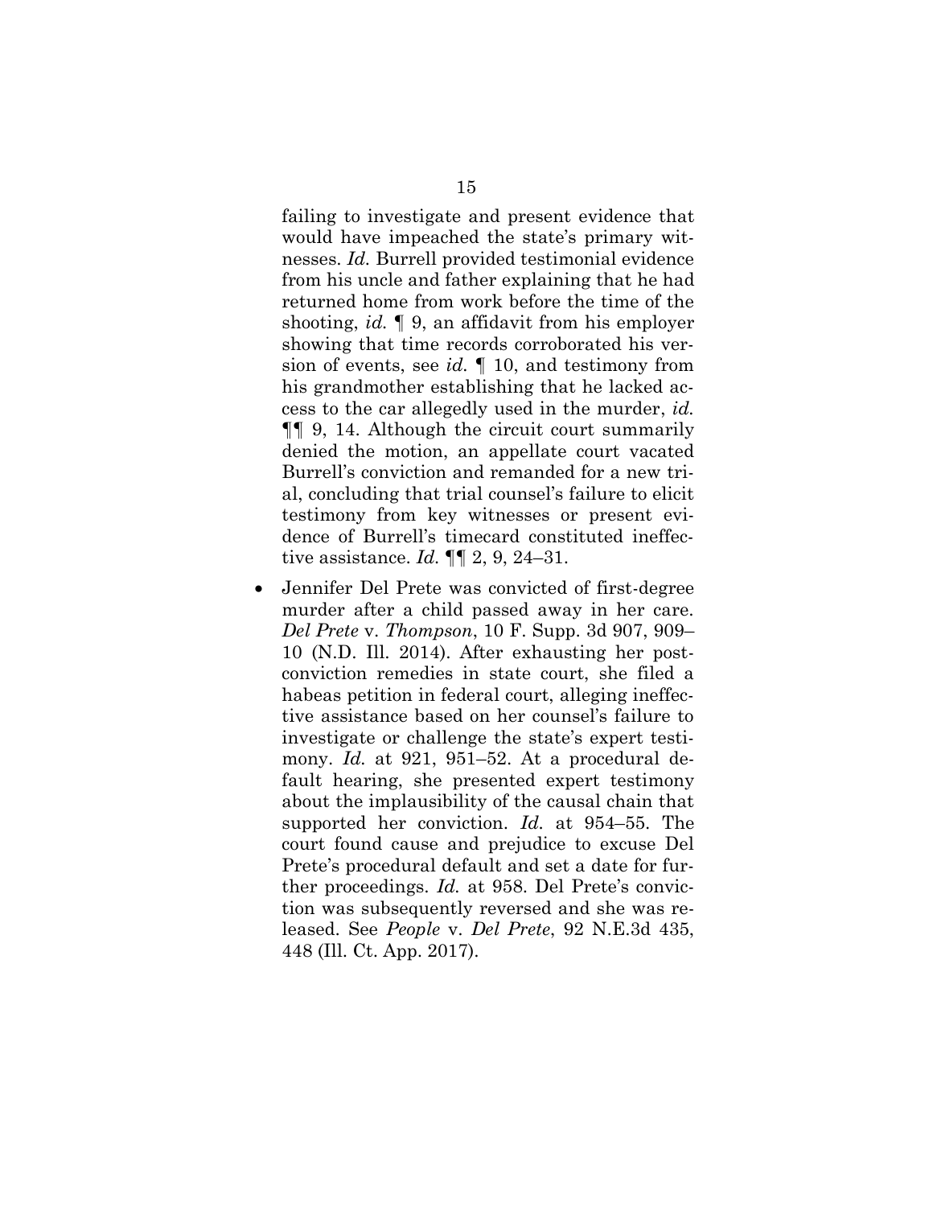failing to investigate and present evidence that would have impeached the state's primary witnesses. *Id.* Burrell provided testimonial evidence from his uncle and father explaining that he had returned home from work before the time of the shooting, *id.* ¶ 9, an affidavit from his employer showing that time records corroborated his version of events, see *id.* ¶ 10, and testimony from his grandmother establishing that he lacked access to the car allegedly used in the murder, *id.* ¶¶ 9, 14. Although the circuit court summarily denied the motion, an appellate court vacated Burrell's conviction and remanded for a new trial, concluding that trial counsel's failure to elicit testimony from key witnesses or present evidence of Burrell's timecard constituted ineffective assistance. *Id.* ¶¶ 2, 9, 24–31.

- Jennifer Del Prete was convicted of first-degree murder after a child passed away in her care. *Del Prete* v. *Thompson*, 10 F. Supp. 3d 907, 909–10 (N.D. Ill. 2014). After exhausting her post-conviction remedies in state court, she filed a habeas petition in federal court, alleging ineffective assistance based on her counsel's failure to investigate or challenge the state's expert testimony. *Id.* at 921, 951–52. At a procedural default hearing, she presented expert testimony about the implausibility of the causal chain that supported her conviction. *Id.* at 954–55. The court found cause and prejudice to excuse Del Prete's procedural default and set a date for further proceedings. *Id.* at 958. Del Prete's conviction was subsequently reversed and she was released. See *People* v. *Del Prete*, 92 N.E.3d 435, 448 (Ill. Ct. App. 2017).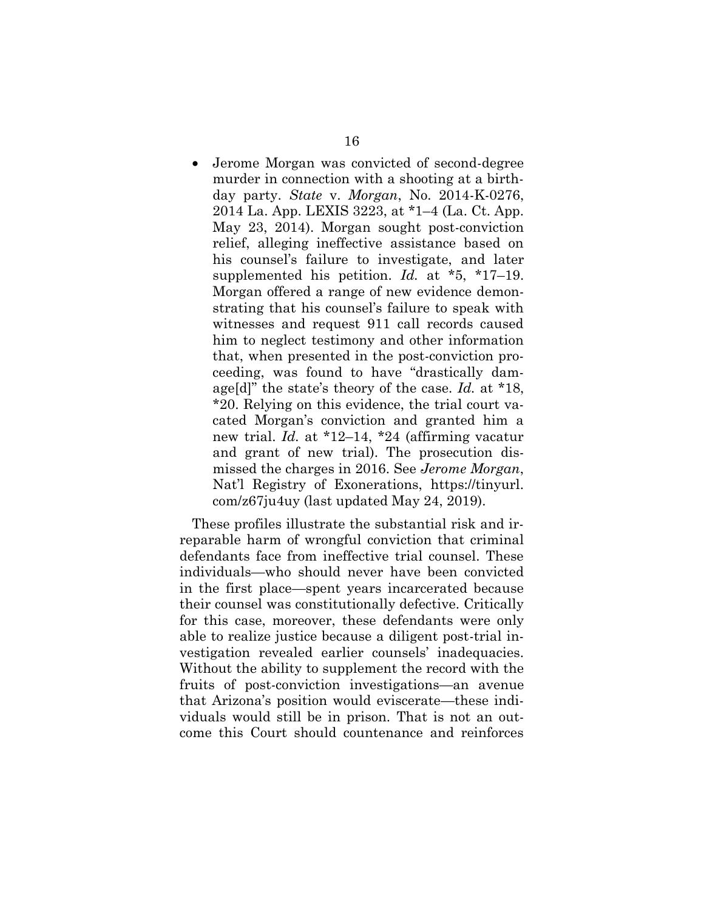- Jerome Morgan was convicted of second-degree murder in connection with a shooting at a birthday party. *State* v. *Morgan*, No. 2014-K-0276, 2014 La. App. LEXIS 3223, at *1–4 (La. Ct. App. May 23, 2014). Morgan sought post-conviction relief, alleging ineffective assistance based on his counsel's failure to investigate, and later supplemented his petition. *Id.* at *5, *17–19. Morgan offered a range of new evidence demonstrating that his counsel's failure to speak with witnesses and request 911 call records caused him to neglect testimony and other information that, when presented in the post-conviction proceeding, was found to have "drastically damage[d]" the state's theory of the case. *Id.* at *18, *20. Relying on this evidence, the trial court vacated Morgan's conviction and granted him a new trial. *Id.* at *12–14, *24 (affirming vacatur and grant of new trial). The prosecution dismissed the charges in 2016. See *Jerome Morgan*, Nat'l Registry of Exonerations, https://tinyurl.com/z67ju4uy (last updated May 24, 2019).

These profiles illustrate the substantial risk and irreparable harm of wrongful conviction that criminal defendants face from ineffective trial counsel. These individuals—who should never have been convicted in the first place—spent years incarcerated because their counsel was constitutionally defective. Critically for this case, moreover, these defendants were only able to realize justice because a diligent post-trial investigation revealed earlier counsels' inadequacies. Without the ability to supplement the record with the fruits of post-conviction investigations—an avenue that Arizona's position would eviscerate—these individuals would still be in prison. That is not an outcome this Court should countenance and reinforces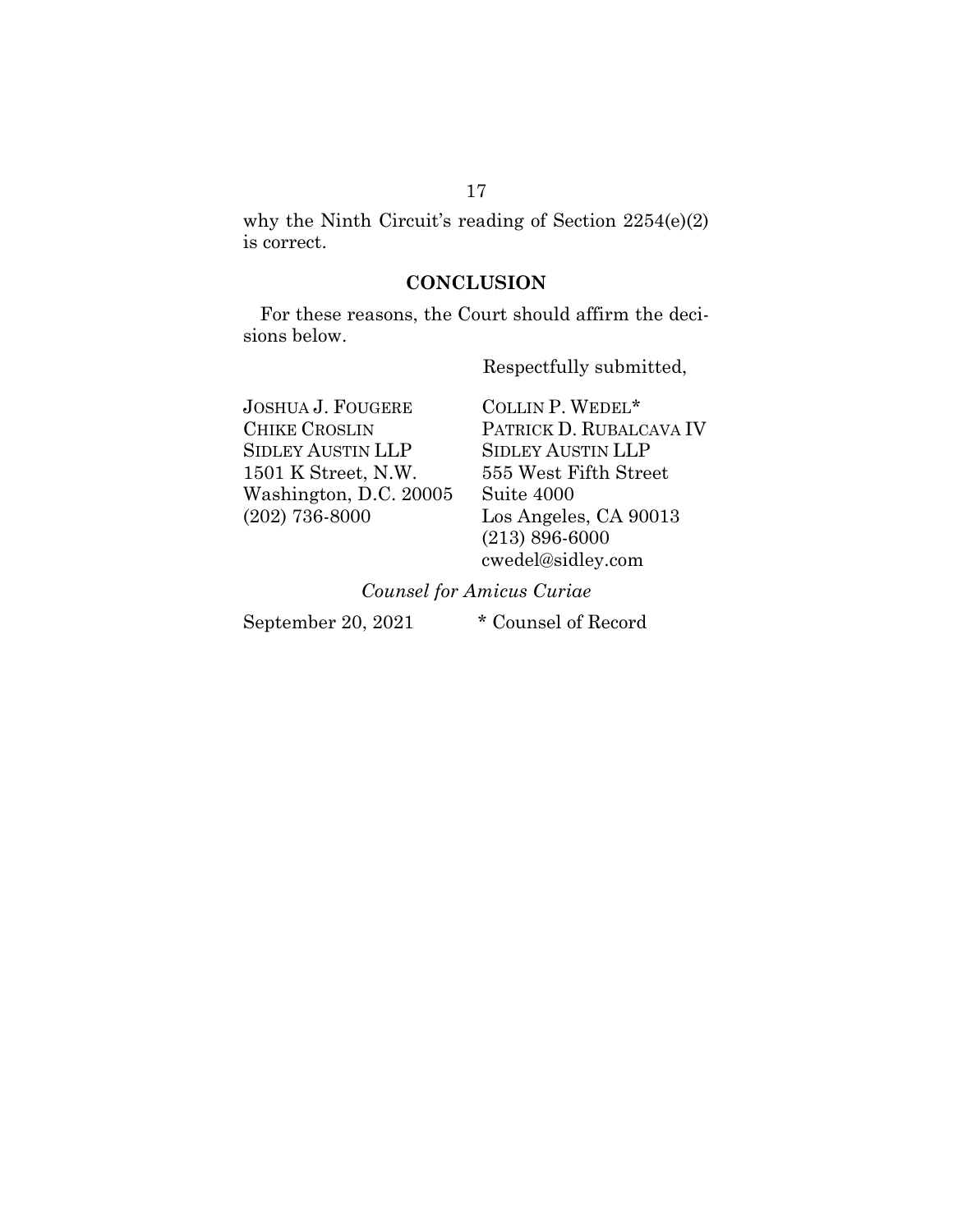why the Ninth Circuit's reading of Section 2254(e)(2) is correct.

## CONCLUSION

For these reasons, the Court should affirm the decisions below.

Respectfully submitted,

JOSHUA J. FOUGERE
CHIKE CROSLIN
SIDLEY AUSTIN LLP
1501 K Street, N.W.
Washington, D.C. 20005
(202) 736-8000

COLLIN P. WEDEL*
PATRICK D. RUBALCAVA IV
SIDLEY AUSTIN LLP
555 West Fifth Street
Suite 4000
Los Angeles, CA 90013
(213) 896-6000
cwedel@sidley.com

*Counsel for Amicus Curiae*

September 20, 2021

\* Counsel of Record